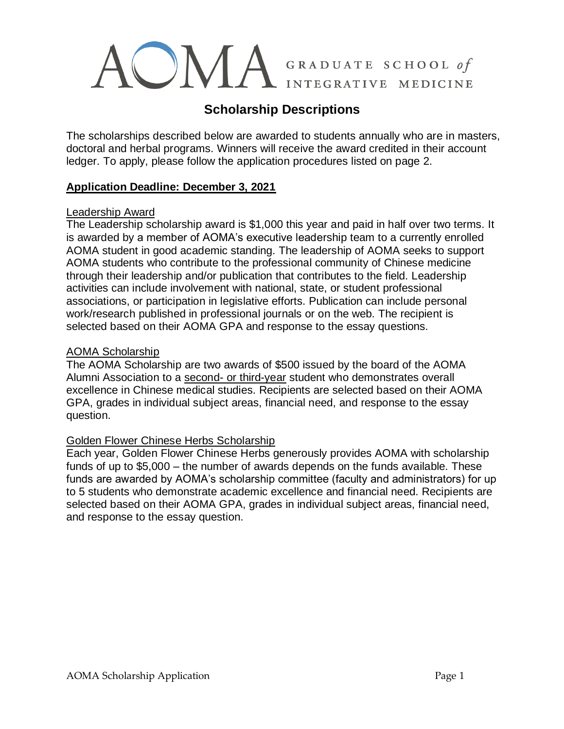AOMA GRADUATE SCHOOL *of* INTEGRATIVE MEDICINE

# Scholarship Descriptions

The scholarships described below are awarded to students annually who are in masters, doctoral and herbal programs. Winners will receive the award credited in their account ledger. To apply, please follow the application procedures listed on page 2.

**Application Deadline: December 3, 2021**

## Leadership Award

The Leadership scholarship award is $1,000 this year and paid in half over two terms. It is awarded by a member of AOMA's executive leadership team to a currently enrolled AOMA student in good academic standing. The leadership of AOMA seeks to support AOMA students who contribute to the professional community of Chinese medicine through their leadership and/or publication that contributes to the field. Leadership activities can include involvement with national, state, or student professional associations, or participation in legislative efforts. Publication can include personal work/research published in professional journals or on the web. The recipient is selected based on their AOMA GPA and response to the essay questions.

## AOMA Scholarship

The AOMA Scholarship are two awards of $500 issued by the board of the AOMA Alumni Association to a second- or third-year student who demonstrates overall excellence in Chinese medical studies. Recipients are selected based on their AOMA GPA, grades in individual subject areas, financial need, and response to the essay question.

## Golden Flower Chinese Herbs Scholarship

Each year, Golden Flower Chinese Herbs generously provides AOMA with scholarship funds of up to $5,000 – the number of awards depends on the funds available. These funds are awarded by AOMA's scholarship committee (faculty and administrators) for up to 5 students who demonstrate academic excellence and financial need. Recipients are selected based on their AOMA GPA, grades in individual subject areas, financial need, and response to the essay question.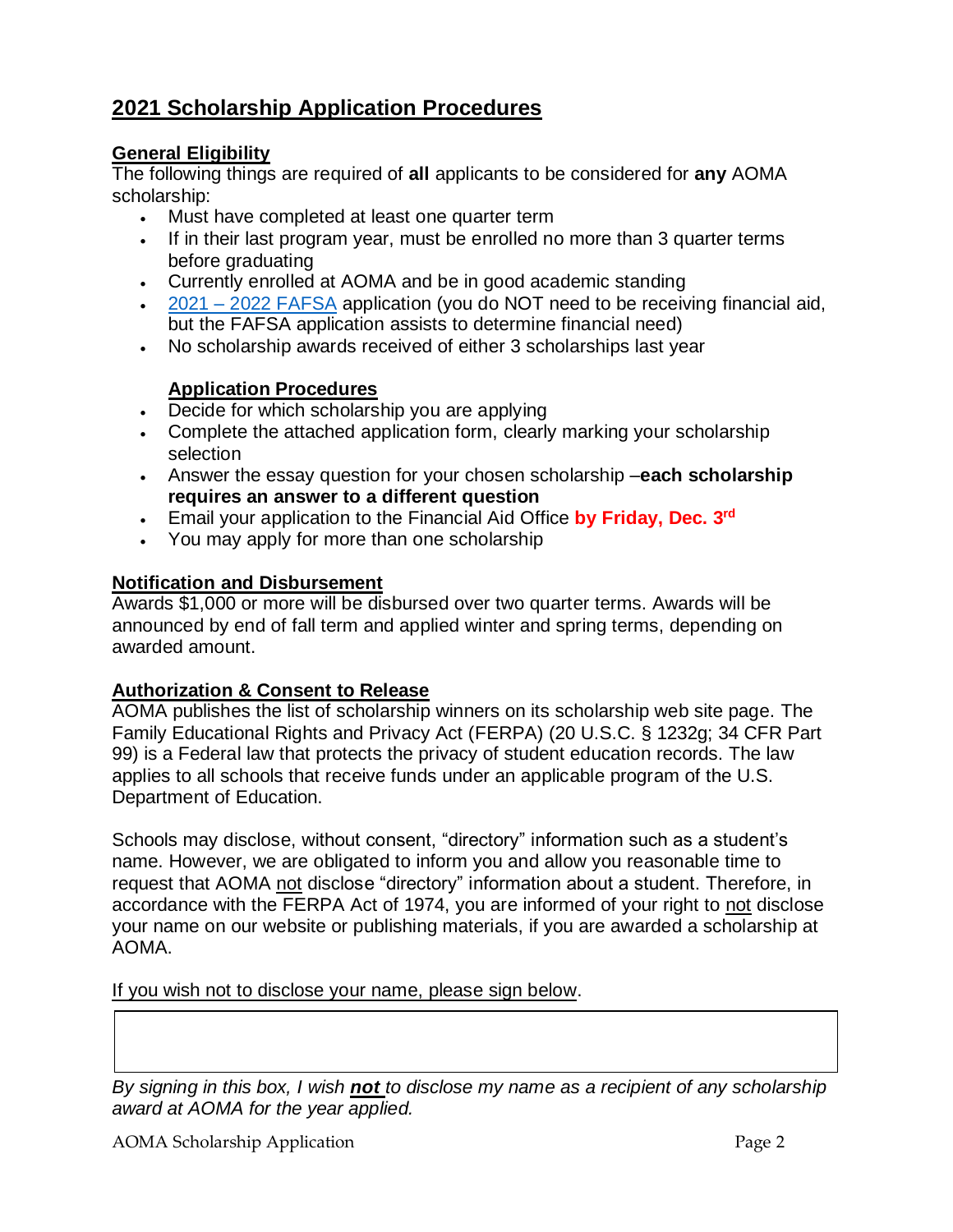# 2021 Scholarship Application Procedures

## General Eligibility

The following things are required of **all** applicants to be considered for **any** AOMA scholarship:

- Must have completed at least one quarter term
- If in their last program year, must be enrolled no more than 3 quarter terms before graduating
- Currently enrolled at AOMA and be in good academic standing
- 2021 – 2022 FAFSA application (you do NOT need to be receiving financial aid, but the FAFSA application assists to determine financial need)
- No scholarship awards received of either 3 scholarships last year

## Application Procedures

- Decide for which scholarship you are applying
- Complete the attached application form, clearly marking your scholarship selection
- Answer the essay question for your chosen scholarship –**each scholarship requires an answer to a different question**
- Email your application to the Financial Aid Office **by Friday, Dec. 3rd**
- You may apply for more than one scholarship

## Notification and Disbursement

Awards $1,000 or more will be disbursed over two quarter terms. Awards will be announced by end of fall term and applied winter and spring terms, depending on awarded amount.

## Authorization & Consent to Release

AOMA publishes the list of scholarship winners on its scholarship web site page. The Family Educational Rights and Privacy Act (FERPA) (20 U.S.C. § 1232g; 34 CFR Part 99) is a Federal law that protects the privacy of student education records. The law applies to all schools that receive funds under an applicable program of the U.S. Department of Education.

Schools may disclose, without consent, "directory" information such as a student's name. However, we are obligated to inform you and allow you reasonable time to request that AOMA not disclose "directory" information about a student. Therefore, in accordance with the FERPA Act of 1974, you are informed of your right to not disclose your name on our website or publishing materials, if you are awarded a scholarship at AOMA.

If you wish not to disclose your name, please sign below.

| |
|---|
| |

*By signing in this box, I wish **not** to disclose my name as a recipient of any scholarship award at AOMA for the year applied.*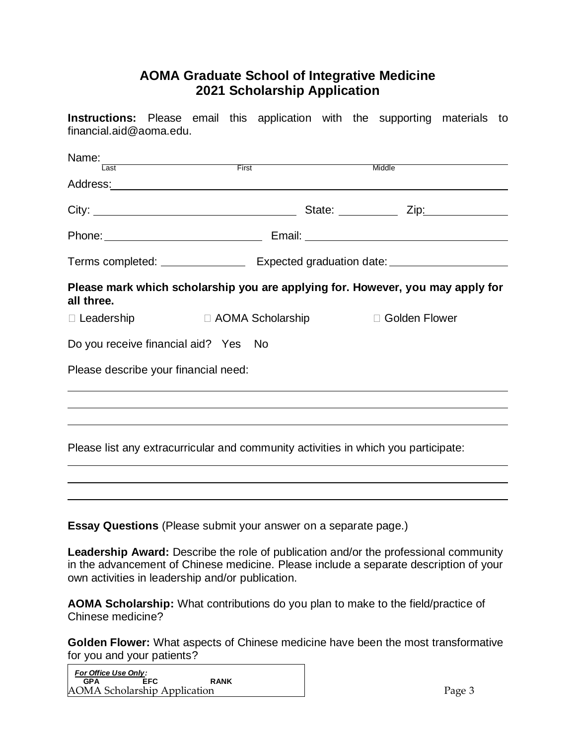## AOMA Graduate School of Integrative Medicine
## 2021 Scholarship Application

**Instructions:** Please email this application with the supporting materials to financial.aid@aoma.edu.

Name: ______________________________________________________________
Last First Middle

Address: ____________________________________________________________

City: ______________________________ State: __________ Zip: ______________

Phone: __________________________ Email: ___________________________________

Terms completed: ______________ Expected graduation date: ____________________

**Please mark which scholarship you are applying for. However, you may apply for all three.**

☐ Leadership ☐ AOMA Scholarship ☐ Golden Flower

Do you receive financial aid? Yes No

Please describe your financial need:

______________________________________________________________________

______________________________________________________________________

______________________________________________________________________

Please list any extracurricular and community activities in which you participate:

______________________________________________________________________

______________________________________________________________________

______________________________________________________________________

**Essay Questions** (Please submit your answer on a separate page.)

**Leadership Award:** Describe the role of publication and/or the professional community in the advancement of Chinese medicine. Please include a separate description of your own activities in leadership and/or publication.

**AOMA Scholarship:** What contributions do you plan to make to the field/practice of Chinese medicine?

**Golden Flower:** What aspects of Chinese medicine have been the most transformative for you and your patients?

***For Office Use Only:***
**GPA** **EFC** **RANK**